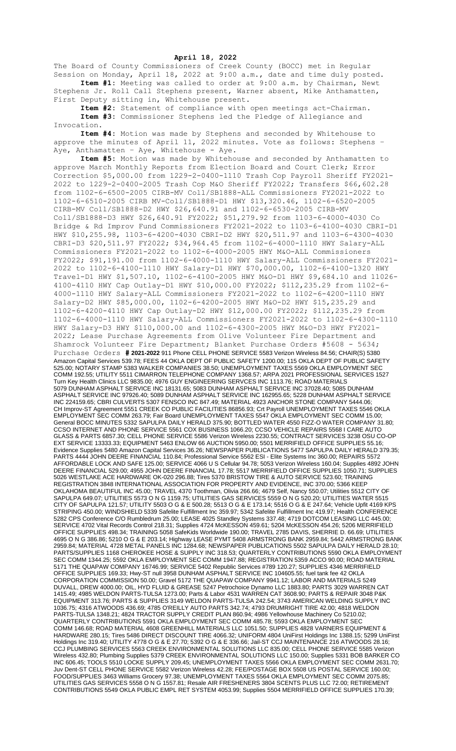**April 18, 2022**

The Board of County Commissioners of Creek County (BOCC) met in Regular Session on Monday, April 18, 2022 at 9:00 a.m., date and time duly posted.

**Item #1:** Meeting was called to order at 9:00 a.m. by Chairman, Newt Stephens Jr. Roll Call Stephens present, Warner absent, Mike Anthamatten, First Deputy sitting in, Whitehouse present.

**Item #2:** Statement of compliance with open meetings act-Chairman.

**Item #3:** Commissioner Stephens led the Pledge of Allegiance and Invocation.

**Item #4:** Motion was made by Stephens and seconded by Whitehouse to approve the minutes of April 11, 2022 minutes. Vote as follows: Stephens – Aye, Anthamatten – Aye, Whitehouse - Aye.

**Item #5:** Motion was made by Whitehouse and seconded by Anthamatten to approve March Monthly Reports from Election Board and Court Clerk; Error Correction $5,000.00 from 1229-2-0400-1110 Trash Cop Payroll Sheriff FY2021-2022 to 1229-2-0400-2005 Trash Cop M&O Sheriff FY2022; Transfers $66,602.28 from 1102-6-6500-2005 CIRB-MV Coll/SB1888-ALL Commissioners FY2021-2022 to 1102-6-6510-2005 CIRB MV-Coll/SB1888-D1 HWY $13,320.46, 1102-6-6520-2005 CIRB-MV Coll/SB1888-D2 HWY $26,640.91 and 1102-6-6530-2005 CIRB-MV Coll/SB1888-D3 HWY $26,640.91 FY2022; $51,279.92 from 1103-6-4000-4030 Co Bridge & Rd Improv Fund Commissioners FY2021-2022 to 1103-6-4100-4030 CBRI-D1 HWY $10,255.98, 1103-6-4200-4030 CBRI-D2 HWY $20,511.97 and 1103-6-4300-4030 CBRI-D3 $20,511.97 FY2022; $34,964.45 from 1102-6-4000-1110 HWY Salary-ALL Commissioners FY2021-2022 to 1102-6-4000-2005 HWY M&O-ALL Commissioners FY2022; $91,191.00 from 1102-6-4000-1110 HWY Salary-ALL Commissioners FY2021-2022 to 1102-6-4100-1110 HWY Salary-D1 HWY $70,000.00, 1102-6-4100-1320 HWY Travel-D1 HWY $1,507.10, 1102-6-4100-2005 HWY M&O-D1 HWY $9,684.10 and 11026-4100-4110 HWY Cap Outlay-D1 HWY $10,000.00 FY2022; $112,235.29 from 1102-6-4000-1110 HWY Salary-ALL Commissioners FY2021-2022 to 1102-6-4200-1110 HWY Salary-D2 HWY $85,000.00, 1102-6-4200-2005 HWY M&O-D2 HWY $15,235.29 and 1102-6-4200-4110 HWY Cap Outlay-D2 HWY $12,000.00 FY2022; $112,235.29 from 1102-6-4000-1110 HWY Salary-ALL Commissioners FY2021-2022 to 1102-6-4300-1110 HWY Salary-D3 HWY $110,000.00 and 1102-6-4300-2005 HWY M&O-D3 HWY FY2021-2022; Lease Purchase Agreements from Olive Volunteer Fire Department and Shamrock Volunteer Fire Department; Blanket Purchase Orders #5608 - 5634; Purchase Orders **# 2021-2022** 911 Phone CELL PHONE SERVICE 5583 Verizon Wireless 84.56; CHAIR(S) 5380 Amazon Capital Services 539.78; FEES 44 OKLA DEPT OF PUBLIC SAFETY 1200.00; 115 OKLA DEPT OF PUBLIC SAFETY 525.00; NOTARY STAMP 5383 WALKER COMPANIES 38.50; UNEMPLOYMENT TAXES 5569 OKLA EMPLOYMENT SEC COMM 192.55; UTILITY 5511 CIMARRON TELEPHONE COMPANY 1368.57; ARPA 2021 PROFESSIONAL SERVICES 1527 Turn Key Health Clinics LLC 9835.00; 4976 GUY ENGINEERING SERVCES INC 1113.76; ROAD MATERIALS 5079 DUNHAM ASPHALT SERVICE INC 18131.65; 5083 DUNHAM ASPHALT SERVICE INC 37028.40; 5085 DUNHAM ASPHALT SERVICE INC 97926.40; 5089 DUNHAM ASPHALT SERVICE INC 162955.65; 5228 DUNHAM ASPHALT SERVICE INC 224159.65; CBRI CULVERTS 5307 FENSCO INC 847.49; MATERIAL 4923 ANCHOR STONE COMPANY 5444.06; CH Improv-ST Agreement 5551 CREEK CO PUBLIC FACILITIES 86856.93; Crt Payroll UNEMPLOYMENT TAXES 5546 OKLA EMPLOYMENT SEC COMM 263.79; Fair Board UNEMPLOYMENT TAXES 5547 OKLA EMPLOYMENT SEC COMM 15.00; General BOCC MINUTES 5332 SAPULPA DAILY HERALD 375.90; BOTTLED WATER 4550 FIZZ-O WATER COMPANY 31.80; CCSO INTERNET AND PHONE SERVICE 5561 COX BUSINESS 1066.20; CCSO VEHICLE REPAIRS 5568 I CARE AUTO GLASS & PARTS 6857.30; CELL PHONE SERVICE 5586 Verizon Wireless 2230.55; CONTRACT SERVICES 3238 OSU CO-OP EXT SERVICE 13333.33; EQUIPMENT 5463 ENLOW 66 AUCTION 5950.00; 5501 MERRIFIELD OFFICE SUPPLIES 55.16; Evidence Supplies 5480 Amazon Capital Services 36.26; NEWSPAPER PUBLICATIONS 5477 SAPULPA DAILY HERALD 379.35; PARTS 4444 JOHN DEERE FINANCIAL 110.84; Professional Service 5562 ESI - Elite Systems Inc 360.00; REPAIRS 5572 AFFORDABLE LOCK AND SAFE 125.00; SERVICE 4066 U S Cellular 94.78; 5053 Verizon Wireless 160.04; Supplies 4892 JOHN DEERE FINANCIAL 529.00; 4955 JOHN DEERE FINANCIAL 17.78; 5517 MERRIFIELD OFFICE SUPPLIES 1050.71; SUPPLIES 5026 WESTLAKE ACE HARDWARE OK-020 296.88; Tires 5370 BRISTOW TIRE & AUTO SERVICE 523.60; TRAINING REGISTRATION 3848 INTERNATIONAL ASSOCIATION FOR PROPERTY AND EVIDENCE, INC 370.00; 5366 KEEP OKLAHOMA BEAUTIFUL INC 45.00; TRAVEL 4370 Toothman, Olivia 266.66; 4679 Self, Nancy 550.07; Utilities 5512 CITY OF SAPULPA 649.07; UTILITIES 5573 O N G 1159.75; UTILITIES GAS SERVICES 5559 O N G 520.20; UTILITIES WATER 5515 CITY OF SAPULPA 121.57; UTILITY 5503 O G & E 500.28; 5513 O G & E 173.14; 5516 O G & E 247.64; Vehicle Upfit 4169 KPS STRIPING 450.00; WINDSHIELD 5339 Safelite Fulfillment Inc 359.97; 5342 Safelite Fulfillment Inc 419.97; Health CONFERENCE 5282 CPS Conference C/O Rumbledrum 25.00; LEASE 4025 Standley Systems 337.48; 4719 DOTCOM LEASING LLC 445.00; SERVICE 4702 Vital Records Control 218.31; Supplies 4724 McKESSON 459.61; 5204 McKESSON 454.26; 5206 MERRIFIELD OFFICE SUPPLIES 498.34; TRAINING 5058 SafeKids Worldwide 190.00; TRAVEL 2785 DAVIS, SHERRIE D. 66.69; UTILITIES 4695 O N G 386.86; 5210 O G & E 203.14; Highway LEASE PYMT 5408 ARMSTRONG BANK 2959.84; 5442 ARMSTRONG BANK 2959.84; MATERIAL 4728 METAL PANELS INC 1284.68; NEWSPAPER PUBLICATIONS 5502 SAPULPA DAILY HERALD 28.10; PARTS/SUPPLIES 1168 CHEROKEE HOSE & SUPPLY INC 318.53; QUARTERLY CONTRIBUTIONS 5590 OKLA EMPLOYMENT SEC COMM 1344.25; 5592 OKLA EMPLOYMENT SEC COMM 1947.88; REGISTRATION 5359 ACCO 90.00; ROAD MATERIAL 5171 THE QUAPAW COMPANY 16746.99; SERVICE 5402 Republic Services #789 120.27; SUPPLIES 4346 MERRIFIELD OFFICE SUPPLIES 169.33; Hwy-ST null 3958 DUNHAM ASPHALT SERVICE INC 104605.55; fuel tank fee 42 OKLA CORPORATION COMMISSION 50.00; Gravel 5172 THE QUAPAW COMPANY 9941.12; LABOR AND MATERIALS 5249 DUVALL, DREW 4000.00; OIL, HYD FLUID & GREASE 5247 Petrochoice Dynamo LLC 1883.80; PARTS 3029 WARREN CAT 1415.49; 4985 WELDON PARTS-TULSA 1273.00; Parts & Labor 4531 WARREN CAT 3608.90; PARTS & REPAIR 3048 P&K EQUIPMENT 313.76; PARTS & SUPPLIES 3149 WELDON PARTS-TULSA 242.54; 3743 AMERICAN WELDING SUPPLY INC 1036.75; 4316 ATWOODS 436.69; 4785 O'REILLY AUTO PARTS 342.74; 4793 DRUMRIGHT TIRE 42.00; 4818 WELDON PARTS-TULSA 1348.21; 4824 TRACTOR SUPPLY CREDIT PLAN 860.94; 4986 Yellowhouse Machinery Co 5210.02; QUARTERLY CONTRIBUTIONS 5591 OKLA EMPLOYMENT SEC COMM 485.78; 5593 OKLA EMPLOYMENT SEC COMM 146.68; ROAD MATERIAL 4608 GREENHILL MATERIALS LLC 1051.50; SUPPLIES 4828 VARNERS EQUIPMENT & HARDWARE 280.15; Tires 5486 DIRECT DISCOUNT TIRE 4066.32; UNIFORM 4804 UniFirst Holdings Inc 1388.15; 5299 UniFirst Holdings Inc 319.40; UTILITY 4778 O G & E 27.70; 5392 O G & E 336.66; Jail-ST CCJ MAINTENANCE 216 ATWOODS 28.16; CCJ PLUMBING SERVICES 5563 CREEK ENVIRONMENTAL SOLUTIONS LLC 835.00; CELL PHONE SERVICE 5585 Verizon Wireless 432.80; Plumbing Supplies 5379 CREEK ENVIRONMENTAL SOLUTIONS LLC 150.00; Supplies 5331 BOB BARKER CO INC 606.45; TOOLS 5510 LOCKE SUPPLY 209.45; UNEMPLOYMENT TAXES 5566 OKLA EMPLOYMENT SEC COMM 2631.70; Juv Dent-ST CELL PHONE SERVICE 5582 Verizon Wireless 42.28; FEE/POSTAGE BOX 5508 US POSTAL SERVICE 160.00; FOOD/SUPPLIES 3463 Williams Grocery 97.38; UNEMPLOYMENT TAXES 5564 OKLA EMPLOYMENT SEC COMM 2075.85; UTILITIES GAS SERVICES 5558 O N G 1557.81; Resale AIR FRESHENERS 3804 SCENTS PLUS LLC 72.00; RETIREMENT CONTRIBUTIONS 5549 OKLA PUBLIC EMPL RET SYSTEM 4053.99; Supplies 5504 MERRIFIELD OFFICE SUPPLIES 170.39;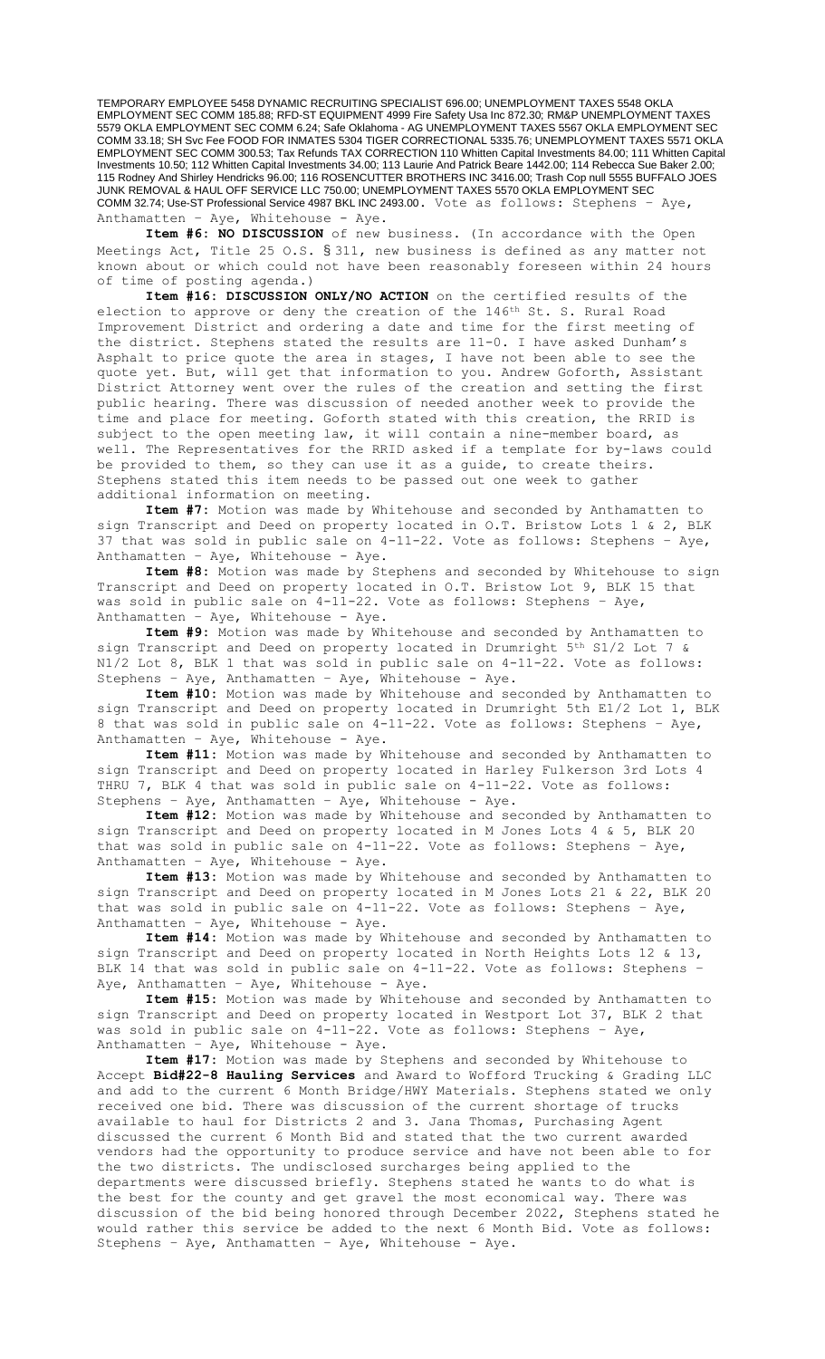TEMPORARY EMPLOYEE 5458 DYNAMIC RECRUITING SPECIALIST 696.00; UNEMPLOYMENT TAXES 5548 OKLA EMPLOYMENT SEC COMM 185.88; RFD-ST EQUIPMENT 4999 Fire Safety Usa Inc 872.30; RM&P UNEMPLOYMENT TAXES 5579 OKLA EMPLOYMENT SEC COMM 6.24; Safe Oklahoma - AG UNEMPLOYMENT TAXES 5567 OKLA EMPLOYMENT SEC COMM 33.18; SH Svc Fee FOOD FOR INMATES 5304 TIGER CORRECTIONAL 5335.76; UNEMPLOYMENT TAXES 5571 OKLA EMPLOYMENT SEC COMM 300.53; Tax Refunds TAX CORRECTION 110 Whitten Capital Investments 84.00; 111 Whitten Capital Investments 10.50; 112 Whitten Capital Investments 34.00; 113 Laurie And Patrick Beare 1442.00; 114 Rebecca Sue Baker 2.00; 115 Rodney And Shirley Hendricks 96.00; 116 ROSENCUTTER BROTHERS INC 3416.00; Trash Cop null 5555 BUFFALO JOES JUNK REMOVAL & HAUL OFF SERVICE LLC 750.00; UNEMPLOYMENT TAXES 5570 OKLA EMPLOYMENT SEC COMM 32.74; Use-ST Professional Service 4987 BKL INC 2493.00. Vote as follows: Stephens – Aye, Anthamatten – Aye, Whitehouse - Aye.

**Item #6: NO DISCUSSION** of new business. (In accordance with the Open Meetings Act, Title 25 O.S. § 311, new business is defined as any matter not known about or which could not have been reasonably foreseen within 24 hours of time of posting agenda.)

**Item #16: DISCUSSION ONLY/NO ACTION** on the certified results of the election to approve or deny the creation of the 146th St. S. Rural Road Improvement District and ordering a date and time for the first meeting of the district. Stephens stated the results are 11-0. I have asked Dunham's Asphalt to price quote the area in stages, I have not been able to see the quote yet. But, will get that information to you. Andrew Goforth, Assistant District Attorney went over the rules of the creation and setting the first public hearing. There was discussion of needed another week to provide the time and place for meeting. Goforth stated with this creation, the RRID is subject to the open meeting law, it will contain a nine-member board, as well. The Representatives for the RRID asked if a template for by-laws could be provided to them, so they can use it as a guide, to create theirs. Stephens stated this item needs to be passed out one week to gather additional information on meeting.

**Item #7:** Motion was made by Whitehouse and seconded by Anthamatten to sign Transcript and Deed on property located in O.T. Bristow Lots 1 & 2, BLK 37 that was sold in public sale on 4-11-22. Vote as follows: Stephens – Aye, Anthamatten – Aye, Whitehouse - Aye.

**Item #8:** Motion was made by Stephens and seconded by Whitehouse to sign Transcript and Deed on property located in O.T. Bristow Lot 9, BLK 15 that was sold in public sale on 4-11-22. Vote as follows: Stephens – Aye, Anthamatten – Aye, Whitehouse - Aye.

**Item #9:** Motion was made by Whitehouse and seconded by Anthamatten to sign Transcript and Deed on property located in Drumright 5th S1/2 Lot 7 & N1/2 Lot 8, BLK 1 that was sold in public sale on 4-11-22. Vote as follows: Stephens – Aye, Anthamatten – Aye, Whitehouse - Aye.

**Item #10:** Motion was made by Whitehouse and seconded by Anthamatten to sign Transcript and Deed on property located in Drumright 5th E1/2 Lot 1, BLK 8 that was sold in public sale on 4-11-22. Vote as follows: Stephens – Aye, Anthamatten – Aye, Whitehouse - Aye.

**Item #11:** Motion was made by Whitehouse and seconded by Anthamatten to sign Transcript and Deed on property located in Harley Fulkerson 3rd Lots 4 THRU 7, BLK 4 that was sold in public sale on 4-11-22. Vote as follows: Stephens – Aye, Anthamatten – Aye, Whitehouse - Aye.

**Item #12:** Motion was made by Whitehouse and seconded by Anthamatten to sign Transcript and Deed on property located in M Jones Lots 4 & 5, BLK 20 that was sold in public sale on 4-11-22. Vote as follows: Stephens – Aye, Anthamatten – Aye, Whitehouse - Aye.

**Item #13:** Motion was made by Whitehouse and seconded by Anthamatten to sign Transcript and Deed on property located in M Jones Lots 21 & 22, BLK 20 that was sold in public sale on 4-11-22. Vote as follows: Stephens – Aye, Anthamatten – Aye, Whitehouse - Aye.

**Item #14:** Motion was made by Whitehouse and seconded by Anthamatten to sign Transcript and Deed on property located in North Heights Lots 12 & 13, BLK 14 that was sold in public sale on 4-11-22. Vote as follows: Stephens – Aye, Anthamatten – Aye, Whitehouse - Aye.

**Item #15:** Motion was made by Whitehouse and seconded by Anthamatten to sign Transcript and Deed on property located in Westport Lot 37, BLK 2 that was sold in public sale on 4-11-22. Vote as follows: Stephens – Aye, Anthamatten – Aye, Whitehouse - Aye.

**Item #17:** Motion was made by Stephens and seconded by Whitehouse to Accept **Bid#22-8 Hauling Services** and Award to Wofford Trucking & Grading LLC and add to the current 6 Month Bridge/HWY Materials. Stephens stated we only received one bid. There was discussion of the current shortage of trucks available to haul for Districts 2 and 3. Jana Thomas, Purchasing Agent discussed the current 6 Month Bid and stated that the two current awarded vendors had the opportunity to produce service and have not been able to for the two districts. The undisclosed surcharges being applied to the departments were discussed briefly. Stephens stated he wants to do what is the best for the county and get gravel the most economical way. There was discussion of the bid being honored through December 2022, Stephens stated he would rather this service be added to the next 6 Month Bid. Vote as follows: Stephens – Aye, Anthamatten – Aye, Whitehouse - Aye.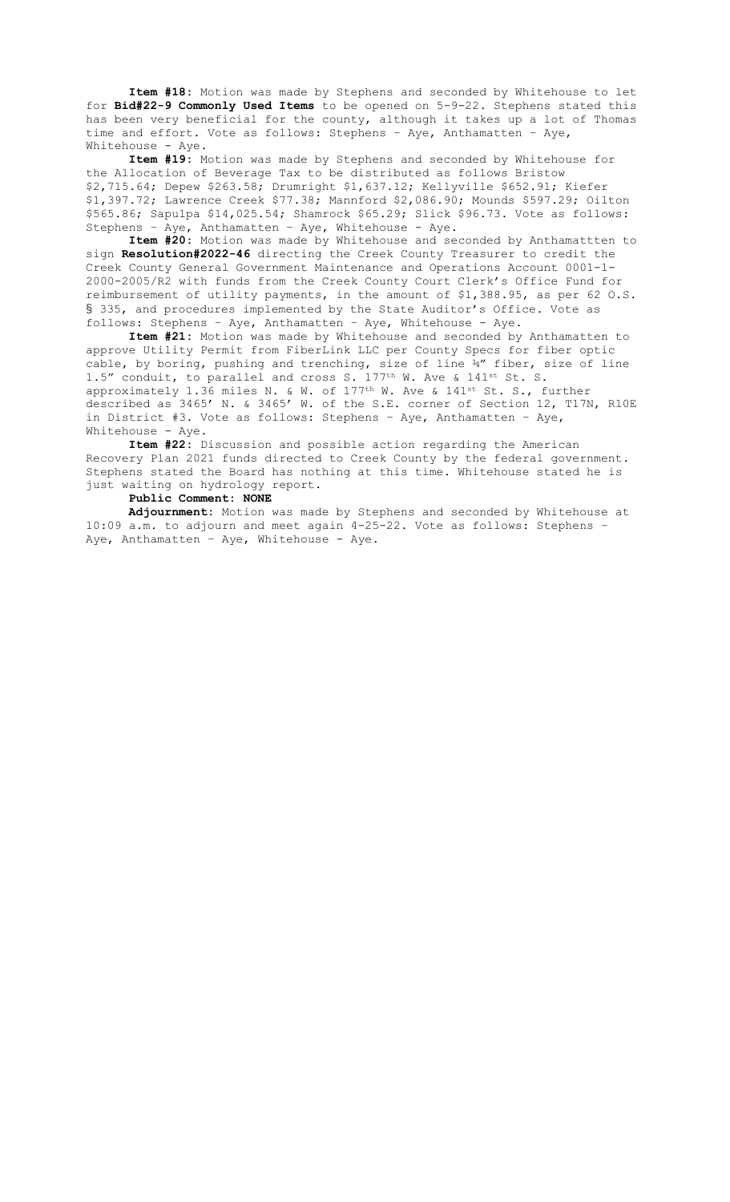**Item #18:** Motion was made by Stephens and seconded by Whitehouse to let for **Bid#22-9 Commonly Used Items** to be opened on 5-9-22. Stephens stated this has been very beneficial for the county, although it takes up a lot of Thomas time and effort. Vote as follows: Stephens – Aye, Anthamatten – Aye, Whitehouse - Aye.

**Item #19:** Motion was made by Stephens and seconded by Whitehouse for the Allocation of Beverage Tax to be distributed as follows Bristow $2,715.64; Depew $263.58; Drumright $1,637.12; Kellyville $652.91; Kiefer $1,397.72; Lawrence Creek $77.38; Mannford $2,086.90; Mounds $597.29; Oilton $565.86; Sapulpa $14,025.54; Shamrock $65.29; Slick $96.73. Vote as follows: Stephens – Aye, Anthamatten – Aye, Whitehouse - Aye.

**Item #20:** Motion was made by Whitehouse and seconded by Anthamattten to sign **Resolution#2022-46** directing the Creek County Treasurer to credit the Creek County General Government Maintenance and Operations Account 0001-1-2000-2005/R2 with funds from the Creek County Court Clerk's Office Fund for reimbursement of utility payments, in the amount of $1,388.95, as per 62 O.S. § 335, and procedures implemented by the State Auditor's Office. Vote as follows: Stephens – Aye, Anthamatten – Aye, Whitehouse - Aye.

**Item #21:** Motion was made by Whitehouse and seconded by Anthamatten to approve Utility Permit from FiberLink LLC per County Specs for fiber optic cable, by boring, pushing and trenching, size of line ¾" fiber, size of line 1.5" conduit, to parallel and cross S. 177th W. Ave & 141st St. S. approximately 1.36 miles N. & W. of 177th W. Ave & 141st St. S., further described as 3465' N. & 3465' W. of the S.E. corner of Section 12, T17N, R10E in District #3. Vote as follows: Stephens – Aye, Anthamatten – Aye, Whitehouse - Aye.

**Item #22:** Discussion and possible action regarding the American Recovery Plan 2021 funds directed to Creek County by the federal government. Stephens stated the Board has nothing at this time. Whitehouse stated he is just waiting on hydrology report.

**Public Comment: NONE**

**Adjournment:** Motion was made by Stephens and seconded by Whitehouse at 10:09 a.m. to adjourn and meet again 4-25-22. Vote as follows: Stephens – Aye, Anthamatten – Aye, Whitehouse - Aye.